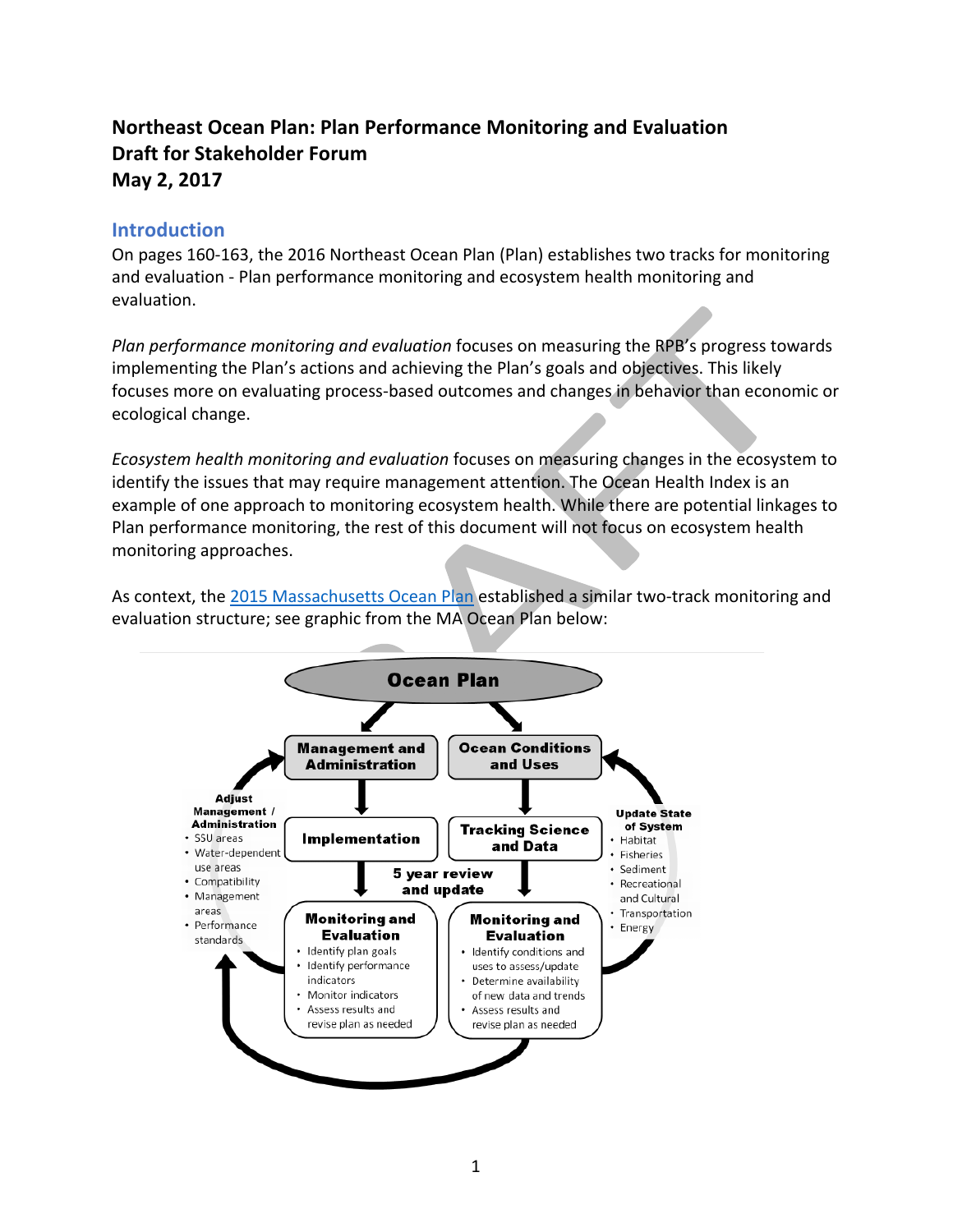**Northeast Ocean Plan: Plan Performance Monitoring and Evaluation**
**Draft for Stakeholder Forum**
**May 2, 2017**

## Introduction

On pages 160-163, the 2016 Northeast Ocean Plan (Plan) establishes two tracks for monitoring and evaluation - Plan performance monitoring and ecosystem health monitoring and evaluation.

*Plan performance monitoring and evaluation* focuses on measuring the RPB's progress towards implementing the Plan's actions and achieving the Plan's goals and objectives. This likely focuses more on evaluating process-based outcomes and changes in behavior than economic or ecological change.

*Ecosystem health monitoring and evaluation* focuses on measuring changes in the ecosystem to identify the issues that may require management attention. The Ocean Health Index is an example of one approach to monitoring ecosystem health. While there are potential linkages to Plan performance monitoring, the rest of this document will not focus on ecosystem health monitoring approaches.

As context, the [2015 Massachusetts Ocean Plan] established a similar two-track monitoring and evaluation structure; see graphic from the MA Ocean Plan below:

**Ocean Plan**

**Management and Administration** → **Implementation** → **Monitoring and Evaluation**
- Identify plan goals
- Identify performance indicators
- Monitor indicators
- Assess results and revise plan as needed

**Ocean Conditions and Uses** → **Tracking Science and Data** → **Monitoring and Evaluation**
- Identify conditions and uses to assess/update
- Determine availability of new data and trends
- Assess results and revise plan as needed

**5 year review and update**

**Adjust Management / Administration**
- SSU areas
- Water-dependent use areas
- Compatibility
- Management areas
- Performance standards

**Update State of System**
- Habitat
- Fisheries
- Sediment
- Recreational and Cultural
- Transportation
- Energy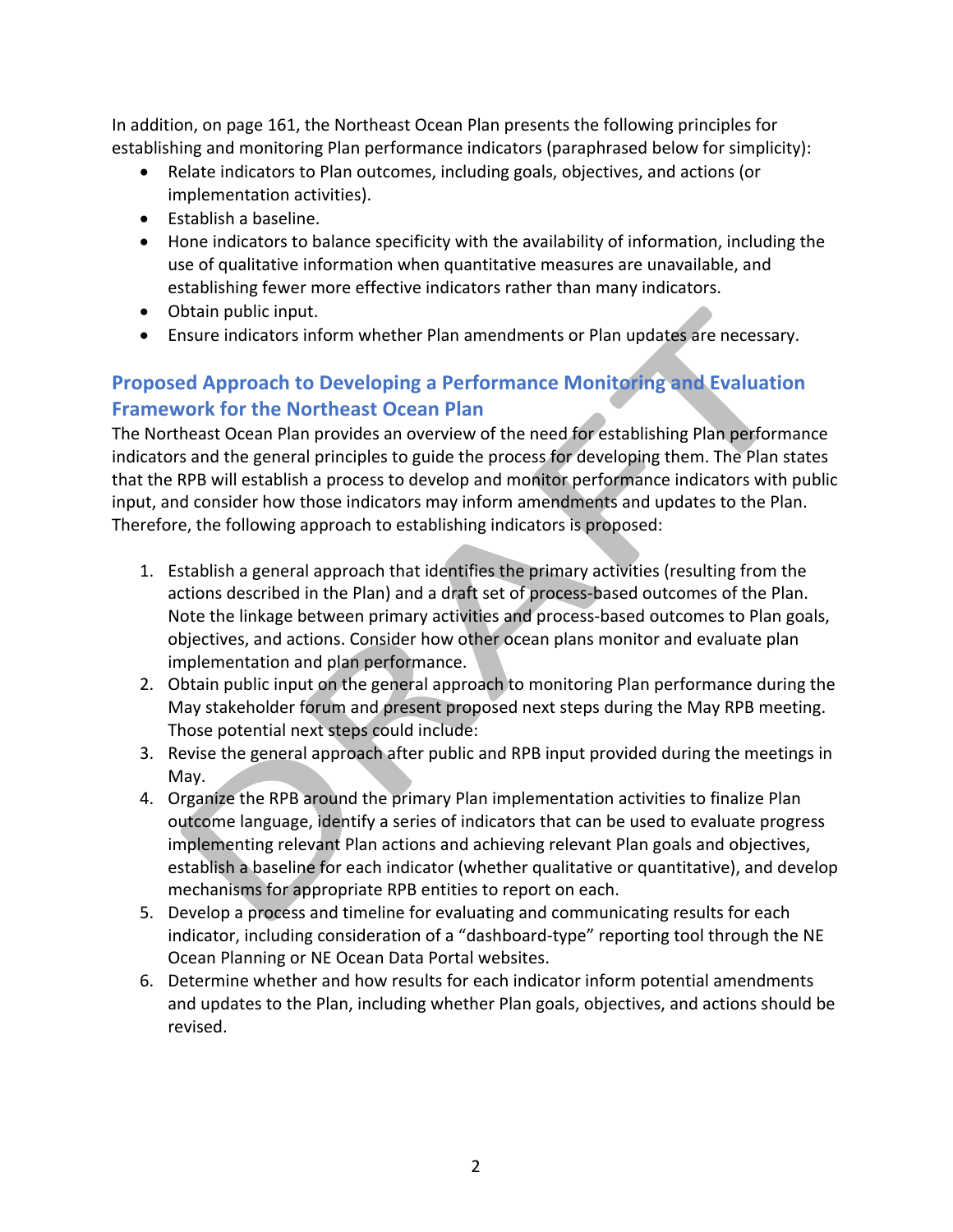In addition, on page 161, the Northeast Ocean Plan presents the following principles for establishing and monitoring Plan performance indicators (paraphrased below for simplicity):

- Relate indicators to Plan outcomes, including goals, objectives, and actions (or implementation activities).
- Establish a baseline.
- Hone indicators to balance specificity with the availability of information, including the use of qualitative information when quantitative measures are unavailable, and establishing fewer more effective indicators rather than many indicators.
- Obtain public input.
- Ensure indicators inform whether Plan amendments or Plan updates are necessary.

## Proposed Approach to Developing a Performance Monitoring and Evaluation Framework for the Northeast Ocean Plan

The Northeast Ocean Plan provides an overview of the need for establishing Plan performance indicators and the general principles to guide the process for developing them. The Plan states that the RPB will establish a process to develop and monitor performance indicators with public input, and consider how those indicators may inform amendments and updates to the Plan. Therefore, the following approach to establishing indicators is proposed:

1. Establish a general approach that identifies the primary activities (resulting from the actions described in the Plan) and a draft set of process-based outcomes of the Plan. Note the linkage between primary activities and process-based outcomes to Plan goals, objectives, and actions. Consider how other ocean plans monitor and evaluate plan implementation and plan performance.
2. Obtain public input on the general approach to monitoring Plan performance during the May stakeholder forum and present proposed next steps during the May RPB meeting. Those potential next steps could include:
3. Revise the general approach after public and RPB input provided during the meetings in May.
4. Organize the RPB around the primary Plan implementation activities to finalize Plan outcome language, identify a series of indicators that can be used to evaluate progress implementing relevant Plan actions and achieving relevant Plan goals and objectives, establish a baseline for each indicator (whether qualitative or quantitative), and develop mechanisms for appropriate RPB entities to report on each.
5. Develop a process and timeline for evaluating and communicating results for each indicator, including consideration of a "dashboard-type" reporting tool through the NE Ocean Planning or NE Ocean Data Portal websites.
6. Determine whether and how results for each indicator inform potential amendments and updates to the Plan, including whether Plan goals, objectives, and actions should be revised.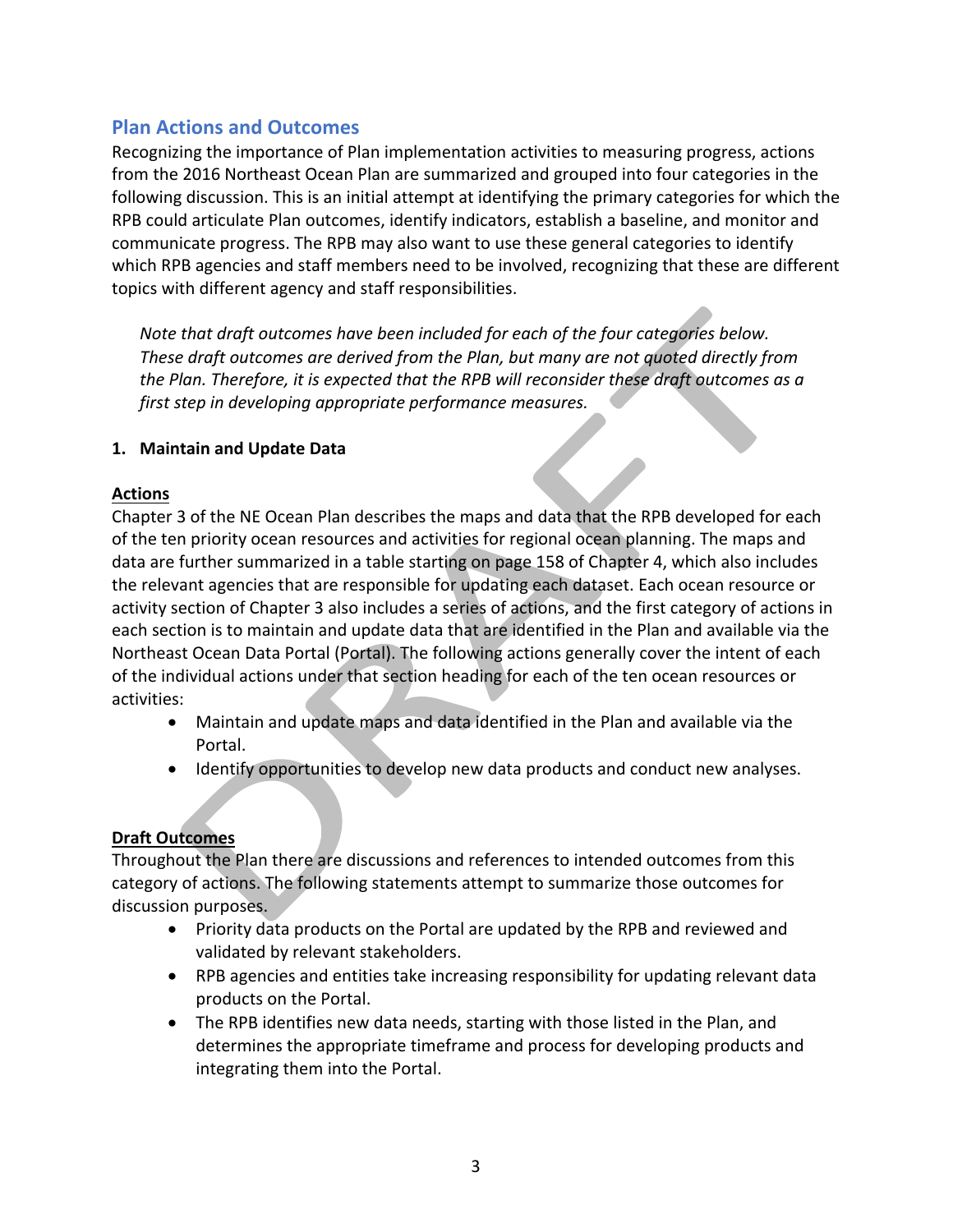## Plan Actions and Outcomes

Recognizing the importance of Plan implementation activities to measuring progress, actions from the 2016 Northeast Ocean Plan are summarized and grouped into four categories in the following discussion. This is an initial attempt at identifying the primary categories for which the RPB could articulate Plan outcomes, identify indicators, establish a baseline, and monitor and communicate progress. The RPB may also want to use these general categories to identify which RPB agencies and staff members need to be involved, recognizing that these are different topics with different agency and staff responsibilities.

> *Note that draft outcomes have been included for each of the four categories below. These draft outcomes are derived from the Plan, but many are not quoted directly from the Plan. Therefore, it is expected that the RPB will reconsider these draft outcomes as a first step in developing appropriate performance measures.*

### 1. Maintain and Update Data

**Actions**

Chapter 3 of the NE Ocean Plan describes the maps and data that the RPB developed for each of the ten priority ocean resources and activities for regional ocean planning. The maps and data are further summarized in a table starting on page 158 of Chapter 4, which also includes the relevant agencies that are responsible for updating each dataset. Each ocean resource or activity section of Chapter 3 also includes a series of actions, and the first category of actions in each section is to maintain and update data that are identified in the Plan and available via the Northeast Ocean Data Portal (Portal). The following actions generally cover the intent of each of the individual actions under that section heading for each of the ten ocean resources or activities:

- Maintain and update maps and data identified in the Plan and available via the Portal.
- Identify opportunities to develop new data products and conduct new analyses.

**Draft Outcomes**

Throughout the Plan there are discussions and references to intended outcomes from this category of actions. The following statements attempt to summarize those outcomes for discussion purposes.

- Priority data products on the Portal are updated by the RPB and reviewed and validated by relevant stakeholders.
- RPB agencies and entities take increasing responsibility for updating relevant data products on the Portal.
- The RPB identifies new data needs, starting with those listed in the Plan, and determines the appropriate timeframe and process for developing products and integrating them into the Portal.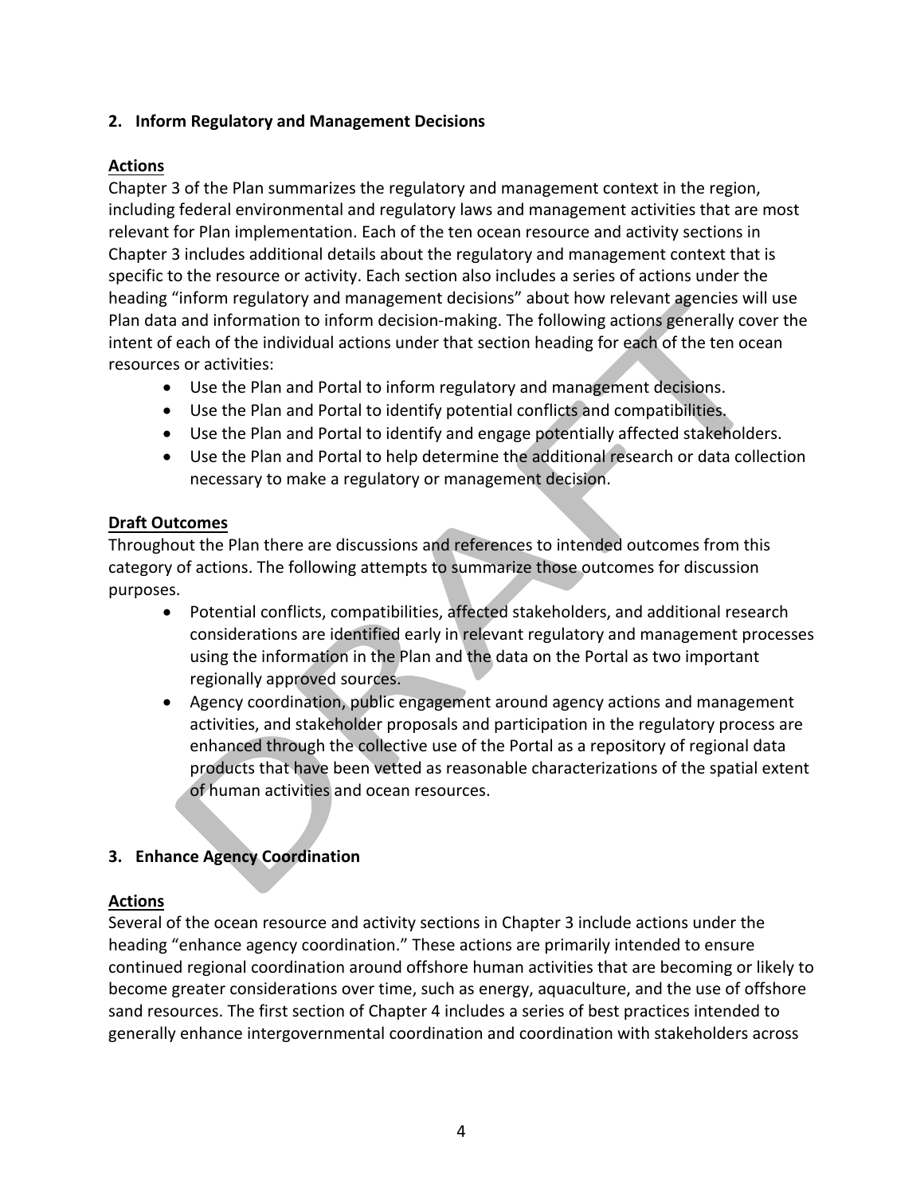## 2. Inform Regulatory and Management Decisions

**Actions**

Chapter 3 of the Plan summarizes the regulatory and management context in the region, including federal environmental and regulatory laws and management activities that are most relevant for Plan implementation. Each of the ten ocean resource and activity sections in Chapter 3 includes additional details about the regulatory and management context that is specific to the resource or activity. Each section also includes a series of actions under the heading "inform regulatory and management decisions" about how relevant agencies will use Plan data and information to inform decision-making. The following actions generally cover the intent of each of the individual actions under that section heading for each of the ten ocean resources or activities:

- Use the Plan and Portal to inform regulatory and management decisions.
- Use the Plan and Portal to identify potential conflicts and compatibilities.
- Use the Plan and Portal to identify and engage potentially affected stakeholders.
- Use the Plan and Portal to help determine the additional research or data collection necessary to make a regulatory or management decision.

**Draft Outcomes**

Throughout the Plan there are discussions and references to intended outcomes from this category of actions. The following attempts to summarize those outcomes for discussion purposes.

- Potential conflicts, compatibilities, affected stakeholders, and additional research considerations are identified early in relevant regulatory and management processes using the information in the Plan and the data on the Portal as two important regionally approved sources.
- Agency coordination, public engagement around agency actions and management activities, and stakeholder proposals and participation in the regulatory process are enhanced through the collective use of the Portal as a repository of regional data products that have been vetted as reasonable characterizations of the spatial extent of human activities and ocean resources.

## 3. Enhance Agency Coordination

**Actions**

Several of the ocean resource and activity sections in Chapter 3 include actions under the heading "enhance agency coordination." These actions are primarily intended to ensure continued regional coordination around offshore human activities that are becoming or likely to become greater considerations over time, such as energy, aquaculture, and the use of offshore sand resources. The first section of Chapter 4 includes a series of best practices intended to generally enhance intergovernmental coordination and coordination with stakeholders across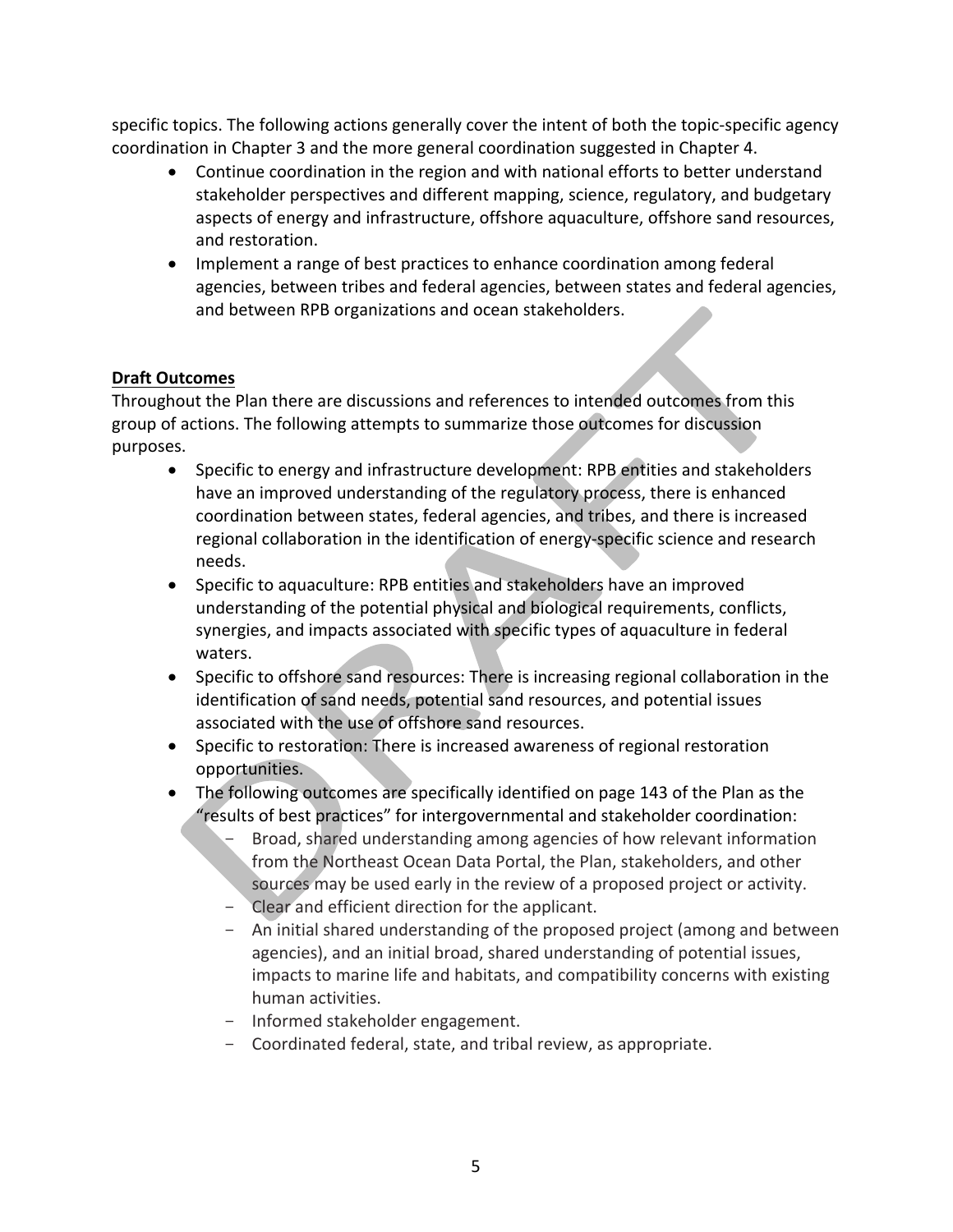specific topics. The following actions generally cover the intent of both the topic-specific agency coordination in Chapter 3 and the more general coordination suggested in Chapter 4.

- Continue coordination in the region and with national efforts to better understand stakeholder perspectives and different mapping, science, regulatory, and budgetary aspects of energy and infrastructure, offshore aquaculture, offshore sand resources, and restoration.
- Implement a range of best practices to enhance coordination among federal agencies, between tribes and federal agencies, between states and federal agencies, and between RPB organizations and ocean stakeholders.

**Draft Outcomes**

Throughout the Plan there are discussions and references to intended outcomes from this group of actions. The following attempts to summarize those outcomes for discussion purposes.

- Specific to energy and infrastructure development: RPB entities and stakeholders have an improved understanding of the regulatory process, there is enhanced coordination between states, federal agencies, and tribes, and there is increased regional collaboration in the identification of energy-specific science and research needs.
- Specific to aquaculture: RPB entities and stakeholders have an improved understanding of the potential physical and biological requirements, conflicts, synergies, and impacts associated with specific types of aquaculture in federal waters.
- Specific to offshore sand resources: There is increasing regional collaboration in the identification of sand needs, potential sand resources, and potential issues associated with the use of offshore sand resources.
- Specific to restoration: There is increased awareness of regional restoration opportunities.
- The following outcomes are specifically identified on page 143 of the Plan as the "results of best practices" for intergovernmental and stakeholder coordination:
  - Broad, shared understanding among agencies of how relevant information from the Northeast Ocean Data Portal, the Plan, stakeholders, and other sources may be used early in the review of a proposed project or activity.
  - Clear and efficient direction for the applicant.
  - An initial shared understanding of the proposed project (among and between agencies), and an initial broad, shared understanding of potential issues, impacts to marine life and habitats, and compatibility concerns with existing human activities.
  - Informed stakeholder engagement.
  - Coordinated federal, state, and tribal review, as appropriate.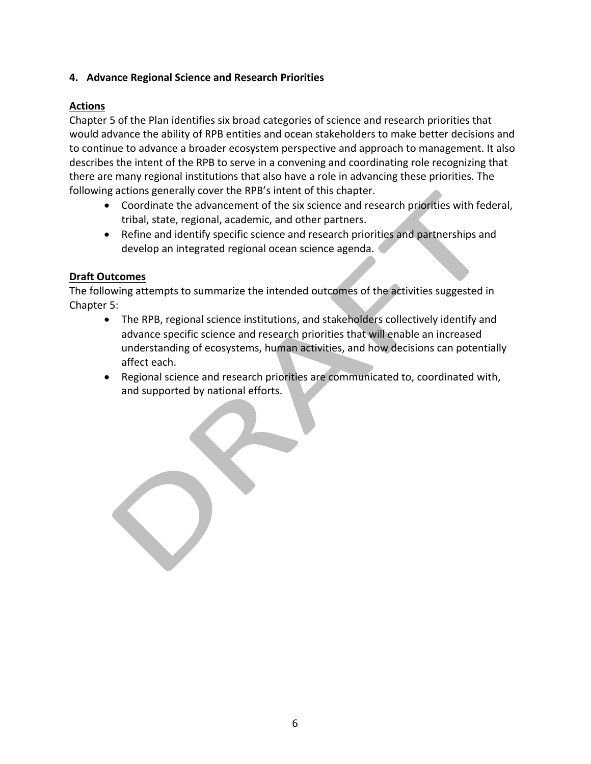## 4. Advance Regional Science and Research Priorities

**Actions**

Chapter 5 of the Plan identifies six broad categories of science and research priorities that would advance the ability of RPB entities and ocean stakeholders to make better decisions and to continue to advance a broader ecosystem perspective and approach to management. It also describes the intent of the RPB to serve in a convening and coordinating role recognizing that there are many regional institutions that also have a role in advancing these priorities. The following actions generally cover the RPB's intent of this chapter.

- Coordinate the advancement of the six science and research priorities with federal, tribal, state, regional, academic, and other partners.
- Refine and identify specific science and research priorities and partnerships and develop an integrated regional ocean science agenda.

**Draft Outcomes**

The following attempts to summarize the intended outcomes of the activities suggested in Chapter 5:

- The RPB, regional science institutions, and stakeholders collectively identify and advance specific science and research priorities that will enable an increased understanding of ecosystems, human activities, and how decisions can potentially affect each.
- Regional science and research priorities are communicated to, coordinated with, and supported by national efforts.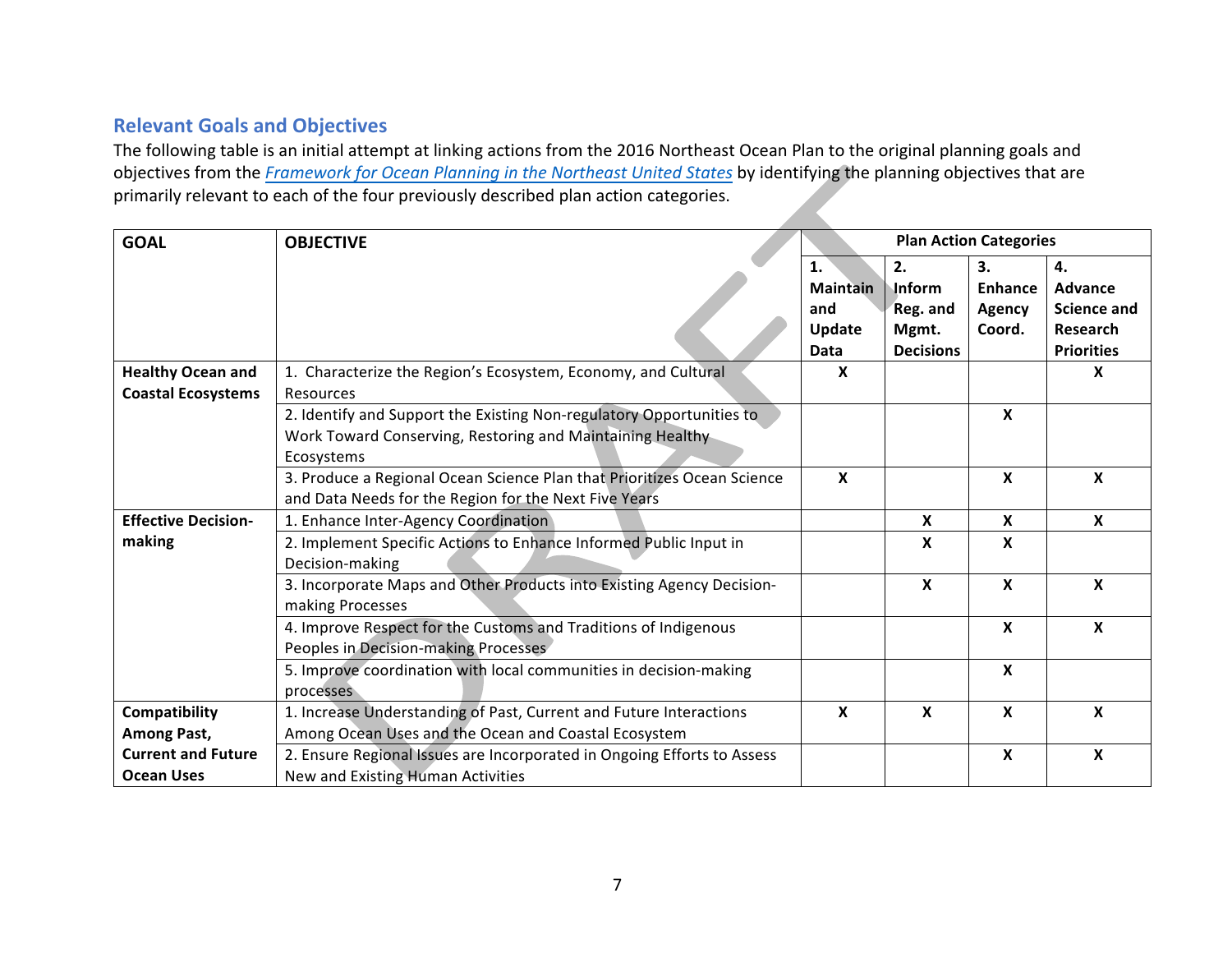## Relevant Goals and Objectives

The following table is an initial attempt at linking actions from the 2016 Northeast Ocean Plan to the original planning goals and objectives from the *Framework for Ocean Planning in the Northeast United States* by identifying the planning objectives that are primarily relevant to each of the four previously described plan action categories.

| GOAL | OBJECTIVE | Plan Action Categories | | | |
|---|---|---|---|---|---|
| | | 1. Maintain and Update Data | 2. Inform Reg. and Mgmt. Decisions | 3. Enhance Agency Coord. | 4. Advance Science and Research Priorities |
| **Healthy Ocean and Coastal Ecosystems** | 1. Characterize the Region's Ecosystem, Economy, and Cultural Resources | X | | | X |
| | 2. Identify and Support the Existing Non-regulatory Opportunities to Work Toward Conserving, Restoring and Maintaining Healthy Ecosystems | | | X | |
| | 3. Produce a Regional Ocean Science Plan that Prioritizes Ocean Science and Data Needs for the Region for the Next Five Years | X | | X | X |
| **Effective Decision-making** | 1. Enhance Inter-Agency Coordination | | X | X | X |
| | 2. Implement Specific Actions to Enhance Informed Public Input in Decision-making | | X | X | |
| | 3. Incorporate Maps and Other Products into Existing Agency Decision-making Processes | | X | X | X |
| | 4. Improve Respect for the Customs and Traditions of Indigenous Peoples in Decision-making Processes | | | X | X |
| | 5. Improve coordination with local communities in decision-making processes | | | X | |
| **Compatibility Among Past, Current and Future Ocean Uses** | 1. Increase Understanding of Past, Current and Future Interactions Among Ocean Uses and the Ocean and Coastal Ecosystem | X | X | X | X |
| | 2. Ensure Regional Issues are Incorporated in Ongoing Efforts to Assess New and Existing Human Activities | | | X | X |